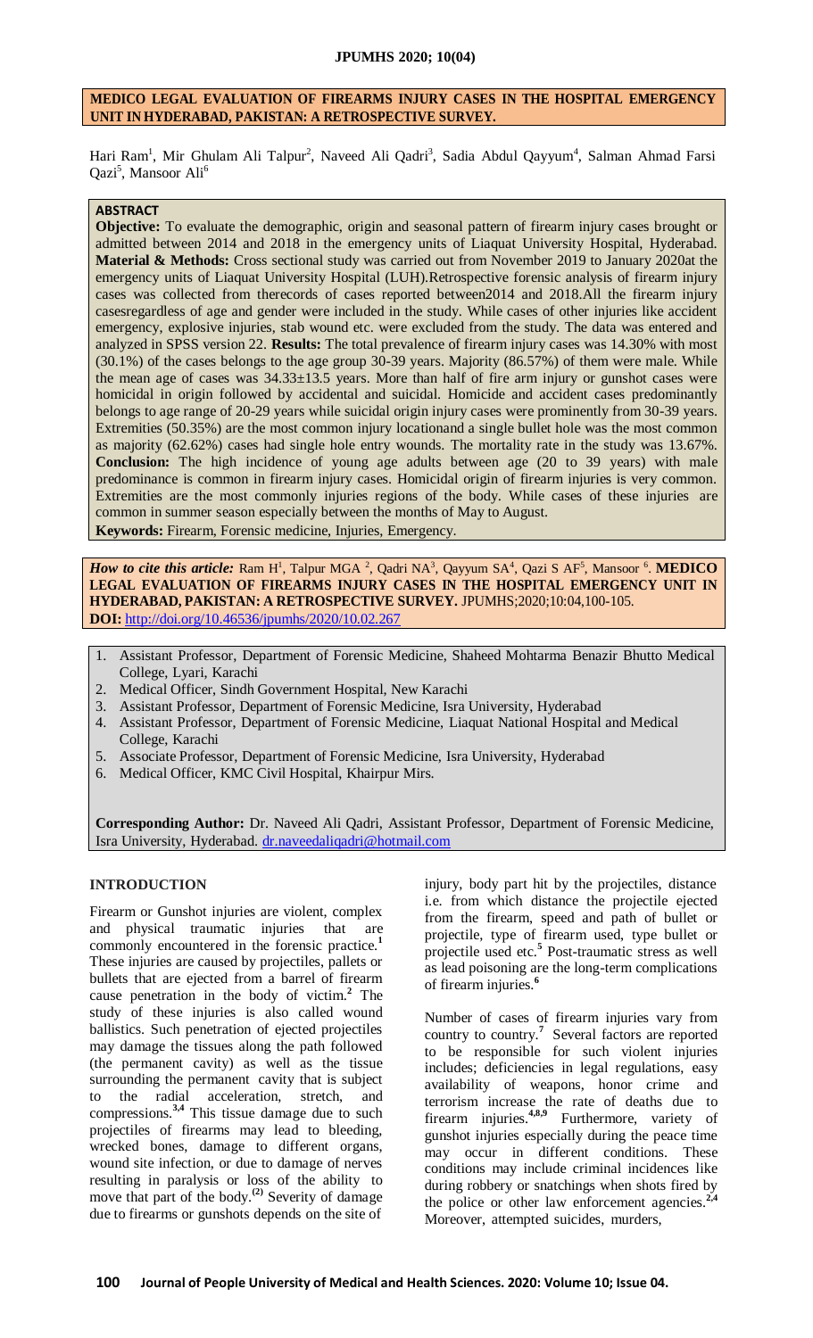# MEDICO LEGAL EVALUATION OF FIREARMS INJURY CASES IN THE HOSPITAL EMERGENCY UNIT IN HYDERABAD, PAKISTAN: A RETROSPECTIVE SURVEY.

Hari Ram[1], Mir Ghulam Ali Talpur[2], Naveed Ali Qadri[3], Sadia Abdul Qayyum[4], Salman Ahmad Farsi Qazi[5], Mansoor Ali[6]

## ABSTRACT

**Objective:** To evaluate the demographic, origin and seasonal pattern of firearm injury cases brought or admitted between 2014 and 2018 in the emergency units of Liaquat University Hospital, Hyderabad. **Material & Methods:** Cross sectional study was carried out from November 2019 to January 2020at the emergency units of Liaquat University Hospital (LUH).Retrospective forensic analysis of firearm injury cases was collected from therecords of cases reported between2014 and 2018.All the firearm injury casesregardless of age and gender were included in the study. While cases of other injuries like accident emergency, explosive injuries, stab wound etc. were excluded from the study. The data was entered and analyzed in SPSS version 22. **Results:** The total prevalence of firearm injury cases was 14.30% with most (30.1%) of the cases belongs to the age group 30-39 years. Majority (86.57%) of them were male. While the mean age of cases was 34.33±13.5 years. More than half of fire arm injury or gunshot cases were homicidal in origin followed by accidental and suicidal. Homicide and accident cases predominantly belongs to age range of 20-29 years while suicidal origin injury cases were prominently from 30-39 years. Extremities (50.35%) are the most common injury locationand a single bullet hole was the most common as majority (62.62%) cases had single hole entry wounds. The mortality rate in the study was 13.67%. **Conclusion:** The high incidence of young age adults between age (20 to 39 years) with male predominance is common in firearm injury cases. Homicidal origin of firearm injuries is very common. Extremities are the most commonly injuries regions of the body. While cases of these injuries are common in summer season especially between the months of May to August.

**Keywords:** Firearm, Forensic medicine, Injuries, Emergency.

***How to cite this article:*** Ram H[1], Talpur MGA [2], Qadri NA[3], Qayyum SA[4], Qazi S AF[5], Mansoor [6]. **MEDICO LEGAL EVALUATION OF FIREARMS INJURY CASES IN THE HOSPITAL EMERGENCY UNIT IN HYDERABAD, PAKISTAN: A RETROSPECTIVE SURVEY.** JPUMHS;2020;10:04,100-105.
**DOI:** http://doi.org/10.46536/jpumhs/2020/10.02.267

1. Assistant Professor, Department of Forensic Medicine, Shaheed Mohtarma Benazir Bhutto Medical College, Lyari, Karachi
2. Medical Officer, Sindh Government Hospital, New Karachi
3. Assistant Professor, Department of Forensic Medicine, Isra University, Hyderabad
4. Assistant Professor, Department of Forensic Medicine, Liaquat National Hospital and Medical College, Karachi
5. Associate Professor, Department of Forensic Medicine, Isra University, Hyderabad
6. Medical Officer, KMC Civil Hospital, Khairpur Mirs.

**Corresponding Author:** Dr. Naveed Ali Qadri, Assistant Professor, Department of Forensic Medicine, Isra University, Hyderabad. dr.naveedaliqadri@hotmail.com

## INTRODUCTION

Firearm or Gunshot injuries are violent, complex and physical traumatic injuries that are commonly encountered in the forensic practice.[1] These injuries are caused by projectiles, pallets or bullets that are ejected from a barrel of firearm cause penetration in the body of victim.[2] The study of these injuries is also called wound ballistics. Such penetration of ejected projectiles may damage the tissues along the path followed (the permanent cavity) as well as the tissue surrounding the permanent cavity that is subject to the radial acceleration, stretch, and compressions.[3,4] This tissue damage due to such projectiles of firearms may lead to bleeding, wrecked bones, damage to different organs, wound site infection, or due to damage of nerves resulting in paralysis or loss of the ability to move that part of the body.[(2)] Severity of damage due to firearms or gunshots depends on the site of injury, body part hit by the projectiles, distance i.e. from which distance the projectile ejected from the firearm, speed and path of bullet or projectile, type of firearm used, type bullet or projectile used etc.[5] Post-traumatic stress as well as lead poisoning are the long-term complications of firearm injuries.[6]

Number of cases of firearm injuries vary from country to country.[7] Several factors are reported to be responsible for such violent injuries includes; deficiencies in legal regulations, easy availability of weapons, honor crime and terrorism increase the rate of deaths due to firearm injuries.[4,8,9] Furthermore, variety of gunshot injuries especially during the peace time may occur in different conditions. These conditions may include criminal incidences like during robbery or snatchings when shots fired by the police or other law enforcement agencies.[2,4] Moreover, attempted suicides, murders,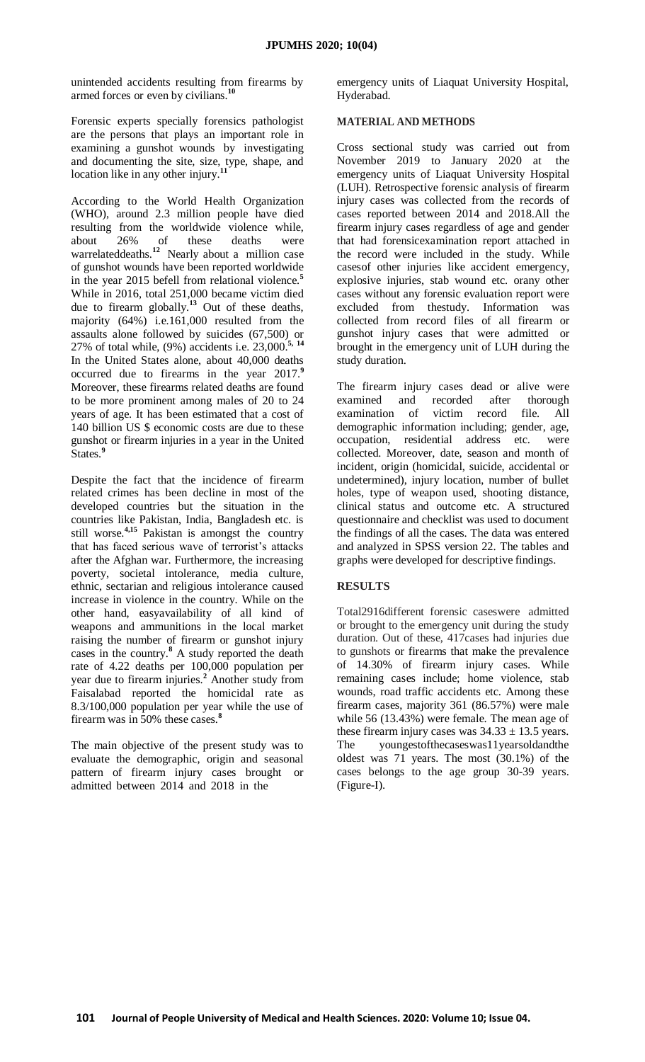unintended accidents resulting from firearms by armed forces or even by civilians.[10]

Forensic experts specially forensics pathologist are the persons that plays an important role in examining a gunshot wounds by investigating and documenting the site, size, type, shape, and location like in any other injury.[11]

According to the World Health Organization (WHO), around 2.3 million people have died resulting from the worldwide violence while, about 26% of these deaths were warrelateddeaths.[12] Nearly about a million case of gunshot wounds have been reported worldwide in the year 2015 befell from relational violence.[5] While in 2016, total 251,000 became victim died due to firearm globally.[13] Out of these deaths, majority (64%) i.e.161,000 resulted from the assaults alone followed by suicides (67,500) or 27% of total while, (9%) accidents i.e. 23,000.[5, 14] In the United States alone, about 40,000 deaths occurred due to firearms in the year 2017.[9] Moreover, these firearms related deaths are found to be more prominent among males of 20 to 24 years of age. It has been estimated that a cost of 140 billion US $ economic costs are due to these gunshot or firearm injuries in a year in the United States.[9]

Despite the fact that the incidence of firearm related crimes has been decline in most of the developed countries but the situation in the countries like Pakistan, India, Bangladesh etc. is still worse.[4,15] Pakistan is amongst the country that has faced serious wave of terrorist's attacks after the Afghan war. Furthermore, the increasing poverty, societal intolerance, media culture, ethnic, sectarian and religious intolerance caused increase in violence in the country. While on the other hand, easyavailability of all kind of weapons and ammunitions in the local market raising the number of firearm or gunshot injury cases in the country.[8] A study reported the death rate of 4.22 deaths per 100,000 population per year due to firearm injuries.[2] Another study from Faisalabad reported the homicidal rate as 8.3/100,000 population per year while the use of firearm was in 50% these cases.[8]

The main objective of the present study was to evaluate the demographic, origin and seasonal pattern of firearm injury cases brought or admitted between 2014 and 2018 in the emergency units of Liaquat University Hospital, Hyderabad.

## MATERIAL AND METHODS

Cross sectional study was carried out from November 2019 to January 2020 at the emergency units of Liaquat University Hospital (LUH). Retrospective forensic analysis of firearm injury cases was collected from the records of cases reported between 2014 and 2018.All the firearm injury cases regardless of age and gender that had forensicexamination report attached in the record were included in the study. While casesof other injuries like accident emergency, explosive injuries, stab wound etc. orany other cases without any forensic evaluation report were excluded from thestudy. Information was collected from record files of all firearm or gunshot injury cases that were admitted or brought in the emergency unit of LUH during the study duration.

The firearm injury cases dead or alive were examined and recorded after thorough examination of victim record file. All demographic information including; gender, age, occupation, residential address etc. were collected. Moreover, date, season and month of incident, origin (homicidal, suicide, accidental or undetermined), injury location, number of bullet holes, type of weapon used, shooting distance, clinical status and outcome etc. A structured questionnaire and checklist was used to document the findings of all the cases. The data was entered and analyzed in SPSS version 22. The tables and graphs were developed for descriptive findings.

## RESULTS

Total2916different forensic caseswere admitted or brought to the emergency unit during the study duration. Out of these, 417cases had injuries due to gunshots or firearms that make the prevalence of 14.30% of firearm injury cases. While remaining cases include; home violence, stab wounds, road traffic accidents etc. Among these firearm cases, majority 361 (86.57%) were male while 56 (13.43%) were female. The mean age of these firearm injury cases was $34.33 \pm 13.5$ years. The youngestofthecaseswas11yearsoldandthe oldest was 71 years. The most (30.1%) of the cases belongs to the age group 30-39 years. (Figure-I).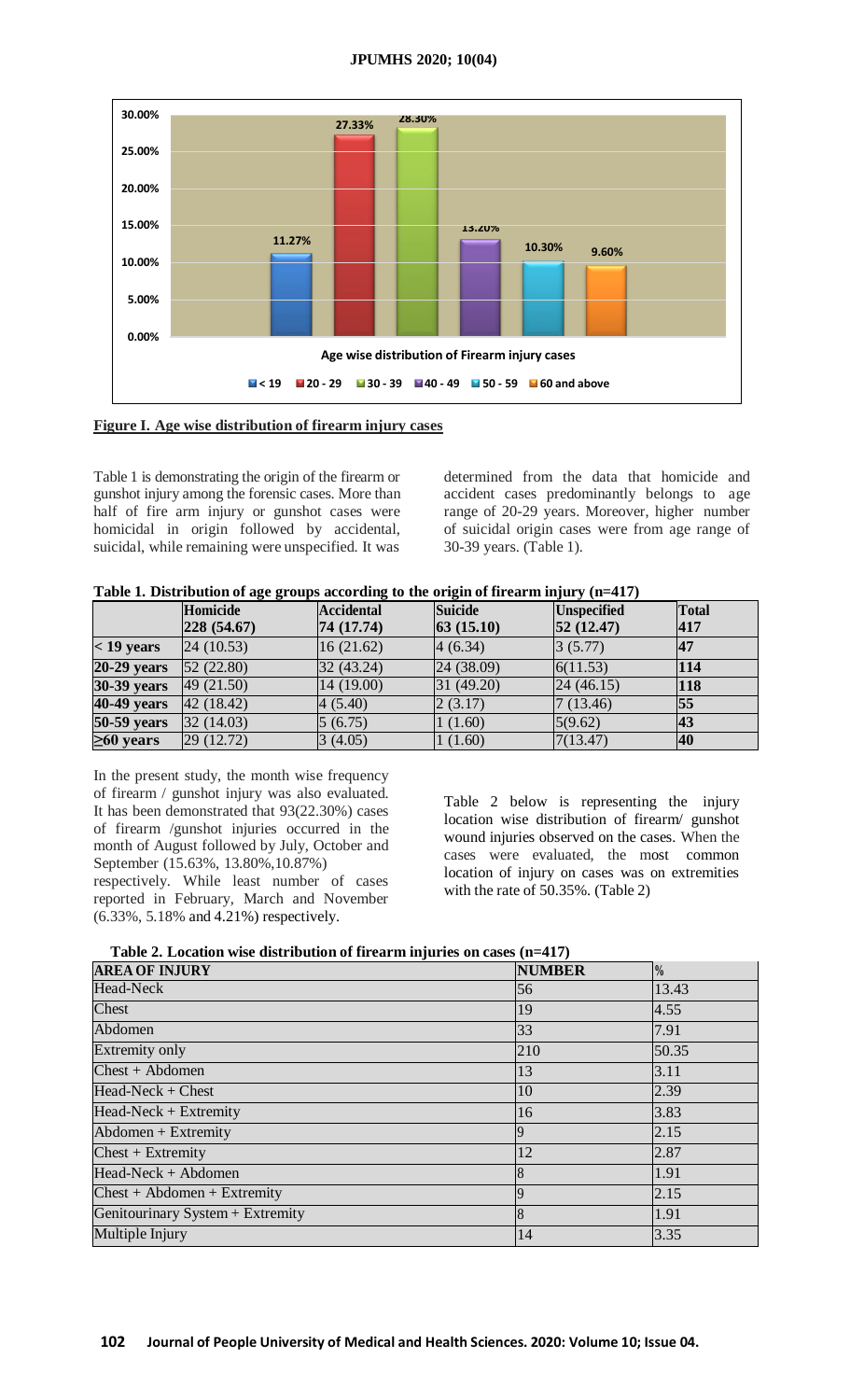**Figure I. Age wise distribution of firearm injury cases**

Table 1 is demonstrating the origin of the firearm or gunshot injury among the forensic cases. More than half of fire arm injury or gunshot cases were homicidal in origin followed by accidental, suicidal, while remaining were unspecified. It was determined from the data that homicide and accident cases predominantly belongs to age range of 20-29 years. Moreover, higher number of suicidal origin cases were from age range of 30-39 years. (Table 1).

**Table 1. Distribution of age groups according to the origin of firearm injury (n=417)**

| | Homicide 228 (54.67) | Accidental 74 (17.74) | Suicide 63 (15.10) | Unspecified 52 (12.47) | Total 417 |
|---|---|---|---|---|---|
| < 19 years | 24 (10.53) | 16 (21.62) | 4 (6.34) | 3 (5.77) | **47** |
| 20-29 years | 52 (22.80) | 32 (43.24) | 24 (38.09) | 6(11.53) | **114** |
| 30-39 years | 49 (21.50) | 14 (19.00) | 31 (49.20) | 24 (46.15) | **118** |
| 40-49 years | 42 (18.42) | 4 (5.40) | 2 (3.17) | 7 (13.46) | **55** |
| 50-59 years | 32 (14.03) | 5 (6.75) | 1 (1.60) | 5(9.62) | **43** |
| ≥60 years | 29 (12.72) | 3 (4.05) | 1 (1.60) | 7(13.47) | **40** |

In the present study, the month wise frequency of firearm / gunshot injury was also evaluated. It has been demonstrated that 93(22.30%) cases of firearm /gunshot injuries occurred in the month of August followed by July, October and September (15.63%, 13.80%,10.87%) respectively. While least number of cases reported in February, March and November (6.33%, 5.18% and 4.21%) respectively.

Table 2 below is representing the injury location wise distribution of firearm/ gunshot wound injuries observed on the cases. When the cases were evaluated, the most common location of injury on cases was on extremities with the rate of 50.35%. (Table 2)

**Table 2. Location wise distribution of firearm injuries on cases (n=417)**

| AREA OF INJURY | NUMBER | % |
|---|---|---|
| Head-Neck | 56 | 13.43 |
| Chest | 19 | 4.55 |
| Abdomen | 33 | 7.91 |
| Extremity only | 210 | 50.35 |
| Chest + Abdomen | 13 | 3.11 |
| Head-Neck + Chest | 10 | 2.39 |
| Head-Neck + Extremity | 16 | 3.83 |
| Abdomen + Extremity | 9 | 2.15 |
| Chest + Extremity | 12 | 2.87 |
| Head-Neck + Abdomen | 8 | 1.91 |
| Chest + Abdomen + Extremity | 9 | 2.15 |
| Genitourinary System + Extremity | 8 | 1.91 |
| Multiple Injury | 14 | 3.35 |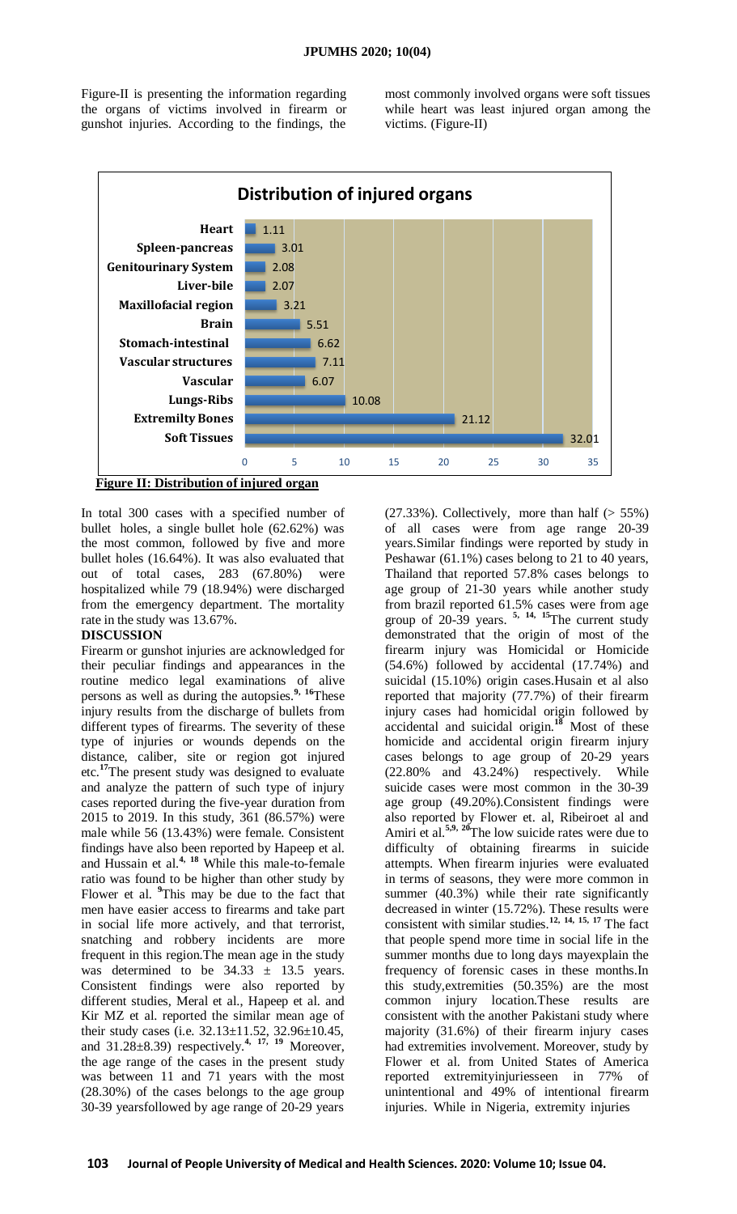Figure-II is presenting the information regarding the organs of victims involved in firearm or gunshot injuries. According to the findings, the most commonly involved organs were soft tissues while heart was least injured organ among the victims. (Figure-II)

**Distribution of injured organs**

| Organ | Value |
|---|---|
| Heart | 1.11 |
| Spleen-pancreas | 3.01 |
| Genitourinary System | 2.08 |
| Liver-bile | 2.07 |
| Maxillofacial region | 3.21 |
| Brain | 5.51 |
| Stomach-intestinal | 6.62 |
| Vascular structures | 7.11 |
| Vascular | 6.07 |
| Lungs-Ribs | 10.08 |
| Extremilty Bones | 21.12 |
| Soft Tissues | 32.01 |

**Figure II: Distribution of injured organ**

In total 300 cases with a specified number of bullet holes, a single bullet hole (62.62%) was the most common, followed by five and more bullet holes (16.64%). It was also evaluated that out of total cases, 283 (67.80%) were hospitalized while 79 (18.94%) were discharged from the emergency department. The mortality rate in the study was 13.67%.

## DISCUSSION

Firearm or gunshot injuries are acknowledged for their peculiar findings and appearances in the routine medico legal examinations of alive persons as well as during the autopsies.[9, 16] These injury results from the discharge of bullets from different types of firearms. The severity of these type of injuries or wounds depends on the distance, caliber, site or region got injured etc.[17] The present study was designed to evaluate and analyze the pattern of such type of injury cases reported during the five-year duration from 2015 to 2019. In this study, 361 (86.57%) were male while 56 (13.43%) were female. Consistent findings have also been reported by Hapeep et al. and Hussain et al.[4, 18] While this male-to-female ratio was found to be higher than other study by Flower et al. [9] This may be due to the fact that men have easier access to firearms and take part in social life more actively, and that terrorist, snatching and robbery incidents are more frequent in this region. The mean age in the study was determined to be 34.33 ± 13.5 years. Consistent findings were also reported by different studies, Meral et al., Hapeep et al. and Kir MZ et al. reported the similar mean age of their study cases (i.e. 32.13±11.52, 32.96±10.45, and 31.28±8.39) respectively.[4, 17, 19] Moreover, the age range of the cases in the present study was between 11 and 71 years with the most (28.30%) of the cases belongs to the age group 30-39 years followed by age range of 20-29 years (27.33%). Collectively, more than half (> 55%) of all cases were from age range 20-39 years. Similar findings were reported by study in Peshawar (61.1%) cases belong to 21 to 40 years, Thailand that reported 57.8% cases belongs to age group of 21-30 years while another study from brazil reported 61.5% cases were from age group of 20-39 years. [5, 14, 15] The current study demonstrated that the origin of most of the firearm injury was Homicidal or Homicide (54.6%) followed by accidental (17.74%) and suicidal (15.10%) origin cases. Husain et al also reported that majority (77.7%) of their firearm injury cases had homicidal origin followed by accidental and suicidal origin.[18] Most of these homicide and accidental origin firearm injury cases belongs to age group of 20-29 years (22.80% and 43.24%) respectively. While suicide cases were most common in the 30-39 age group (49.20%). Consistent findings were also reported by Flower et. al, Ribeiroet al and Amiri et al.[5,9, 20] The low suicide rates were due to difficulty of obtaining firearms in suicide attempts. When firearm injuries were evaluated in terms of seasons, they were more common in summer (40.3%) while their rate significantly decreased in winter (15.72%). These results were consistent with similar studies.[12, 14, 15, 17] The fact that people spend more time in social life in the summer months due to long days mayexplain the frequency of forensic cases in these months. In this study, extremities (50.35%) are the most common injury location. These results are consistent with the another Pakistani study where majority (31.6%) of their firearm injury cases had extremities involvement. Moreover, study by Flower et al. from United States of America reported extremityinjuriesseen in 77% of unintentional and 49% of intentional firearm injuries. While in Nigeria, extremity injuries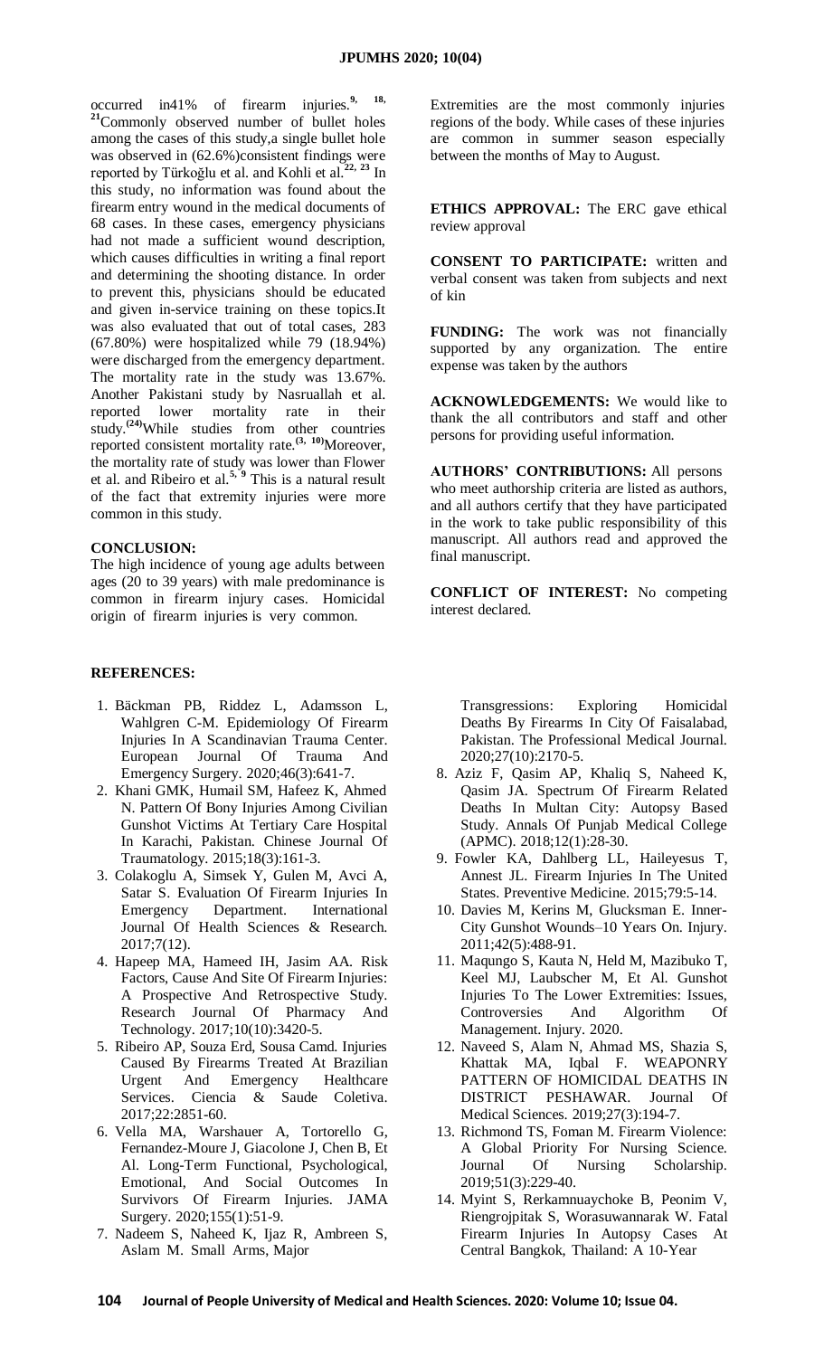occurred in41% of firearm injuries.[9, 18, 21]Commonly observed number of bullet holes among the cases of this study,a single bullet hole was observed in (62.6%)consistent findings were reported by Türkoğlu et al. and Kohli et al.[22, 23] In this study, no information was found about the firearm entry wound in the medical documents of 68 cases. In these cases, emergency physicians had not made a sufficient wound description, which causes difficulties in writing a final report and determining the shooting distance. In order to prevent this, physicians should be educated and given in-service training on these topics.It was also evaluated that out of total cases, 283 (67.80%) were hospitalized while 79 (18.94%) were discharged from the emergency department. The mortality rate in the study was 13.67%. Another Pakistani study by Nasruallah et al. reported lower mortality rate in their study.[(24)]While studies from other countries reported consistent mortality rate.[(3, 10)]Moreover, the mortality rate of study was lower than Flower et al. and Ribeiro et al.[5, 9] This is a natural result of the fact that extremity injuries were more common in this study.

## CONCLUSION:

The high incidence of young age adults between ages (20 to 39 years) with male predominance is common in firearm injury cases. Homicidal origin of firearm injuries is very common. Extremities are the most commonly injuries regions of the body. While cases of these injuries are common in summer season especially between the months of May to August.

**ETHICS APPROVAL:** The ERC gave ethical review approval

**CONSENT TO PARTICIPATE:** written and verbal consent was taken from subjects and next of kin

**FUNDING:** The work was not financially supported by any organization. The entire expense was taken by the authors

**ACKNOWLEDGEMENTS:** We would like to thank the all contributors and staff and other persons for providing useful information.

**AUTHORS' CONTRIBUTIONS:** All persons who meet authorship criteria are listed as authors, and all authors certify that they have participated in the work to take public responsibility of this manuscript. All authors read and approved the final manuscript.

**CONFLICT OF INTEREST:** No competing interest declared.

## REFERENCES:

1. Bäckman PB, Riddez L, Adamsson L, Wahlgren C-M. Epidemiology Of Firearm Injuries In A Scandinavian Trauma Center. European Journal Of Trauma And Emergency Surgery. 2020;46(3):641-7.
2. Khani GMK, Humail SM, Hafeez K, Ahmed N. Pattern Of Bony Injuries Among Civilian Gunshot Victims At Tertiary Care Hospital In Karachi, Pakistan. Chinese Journal Of Traumatology. 2015;18(3):161-3.
3. Colakoglu A, Simsek Y, Gulen M, Avci A, Satar S. Evaluation Of Firearm Injuries In Emergency Department. International Journal Of Health Sciences & Research. 2017;7(12).
4. Hapeep MA, Hameed IH, Jasim AA. Risk Factors, Cause And Site Of Firearm Injuries: A Prospective And Retrospective Study. Research Journal Of Pharmacy And Technology. 2017;10(10):3420-5.
5. Ribeiro AP, Souza Erd, Sousa Camd. Injuries Caused By Firearms Treated At Brazilian Urgent And Emergency Healthcare Services. Ciencia & Saude Coletiva. 2017;22:2851-60.
6. Vella MA, Warshauer A, Tortorello G, Fernandez-Moure J, Giacolone J, Chen B, Et Al. Long-Term Functional, Psychological, Emotional, And Social Outcomes In Survivors Of Firearm Injuries. JAMA Surgery. 2020;155(1):51-9.
7. Nadeem S, Naheed K, Ijaz R, Ambreen S, Aslam M. Small Arms, Major Transgressions: Exploring Homicidal Deaths By Firearms In City Of Faisalabad, Pakistan. The Professional Medical Journal. 2020;27(10):2170-5.
8. Aziz F, Qasim AP, Khaliq S, Naheed K, Qasim JA. Spectrum Of Firearm Related Deaths In Multan City: Autopsy Based Study. Annals Of Punjab Medical College (APMC). 2018;12(1):28-30.
9. Fowler KA, Dahlberg LL, Haileyesus T, Annest JL. Firearm Injuries In The United States. Preventive Medicine. 2015;79:5-14.
10. Davies M, Kerins M, Glucksman E. Inner-City Gunshot Wounds–10 Years On. Injury. 2011;42(5):488-91.
11. Maqungo S, Kauta N, Held M, Mazibuko T, Keel MJ, Laubscher M, Et Al. Gunshot Injuries To The Lower Extremities: Issues, Controversies And Algorithm Of Management. Injury. 2020.
12. Naveed S, Alam N, Ahmad MS, Shazia S, Khattak MA, Iqbal F. WEAPONRY PATTERN OF HOMICIDAL DEATHS IN DISTRICT PESHAWAR. Journal Of Medical Sciences. 2019;27(3):194-7.
13. Richmond TS, Foman M. Firearm Violence: A Global Priority For Nursing Science. Journal Of Nursing Scholarship. 2019;51(3):229-40.
14. Myint S, Rerkamnuaychoke B, Peonim V, Riengrojpitak S, Worasuwannarak W. Fatal Firearm Injuries In Autopsy Cases At Central Bangkok, Thailand: A 10-Year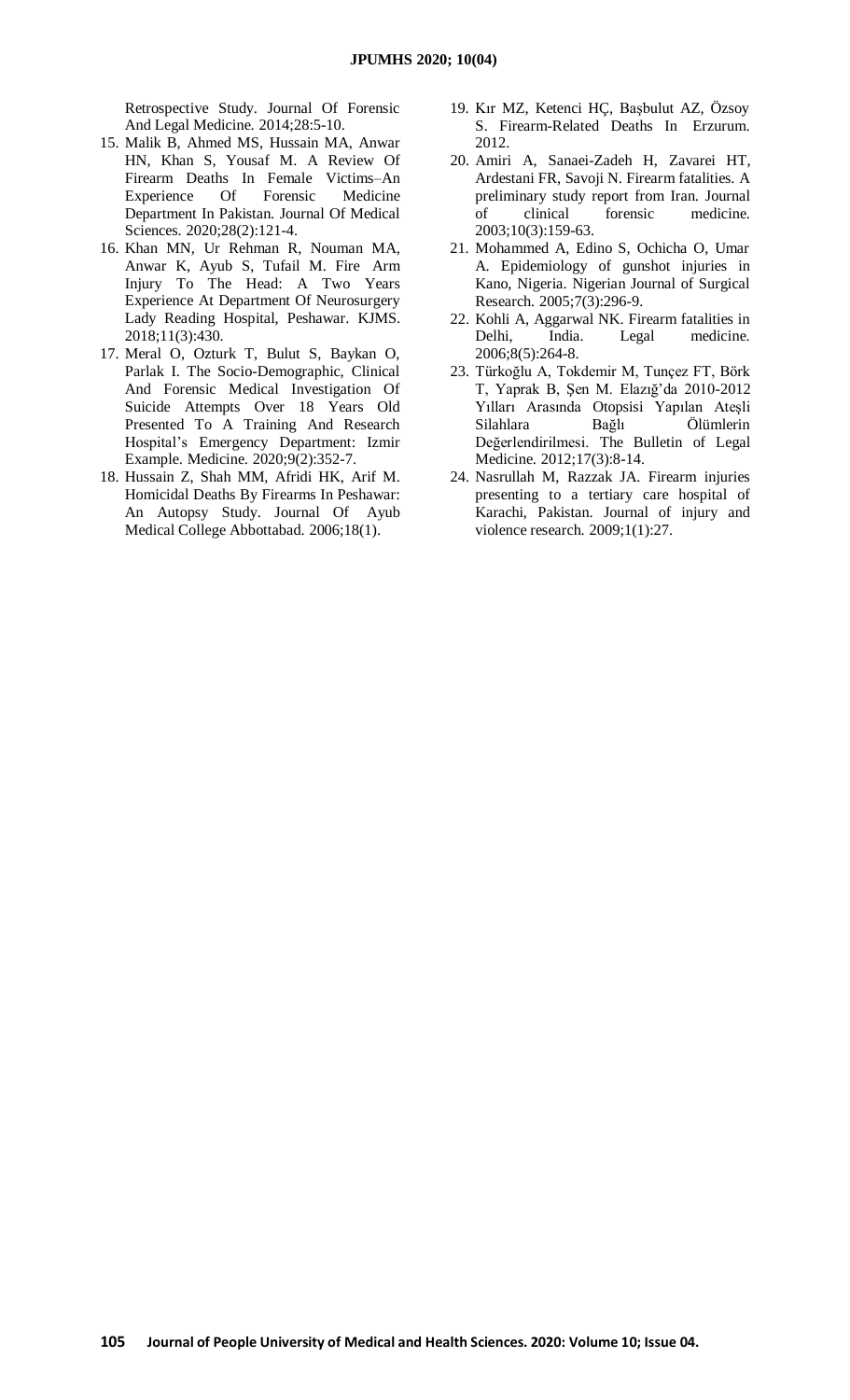Retrospective Study. Journal Of Forensic And Legal Medicine. 2014;28:5-10.

15. Malik B, Ahmed MS, Hussain MA, Anwar HN, Khan S, Yousaf M. A Review Of Firearm Deaths In Female Victims–An Experience Of Forensic Medicine Department In Pakistan. Journal Of Medical Sciences. 2020;28(2):121-4.
16. Khan MN, Ur Rehman R, Nouman MA, Anwar K, Ayub S, Tufail M. Fire Arm Injury To The Head: A Two Years Experience At Department Of Neurosurgery Lady Reading Hospital, Peshawar. KJMS. 2018;11(3):430.
17. Meral O, Ozturk T, Bulut S, Baykan O, Parlak I. The Socio-Demographic, Clinical And Forensic Medical Investigation Of Suicide Attempts Over 18 Years Old Presented To A Training And Research Hospital's Emergency Department: Izmir Example. Medicine. 2020;9(2):352-7.
18. Hussain Z, Shah MM, Afridi HK, Arif M. Homicidal Deaths By Firearms In Peshawar: An Autopsy Study. Journal Of Ayub Medical College Abbottabad. 2006;18(1).
19. Kır MZ, Ketenci HÇ, Başbulut AZ, Özsoy S. Firearm-Related Deaths In Erzurum. 2012.
20. Amiri A, Sanaei-Zadeh H, Zavarei HT, Ardestani FR, Savoji N. Firearm fatalities. A preliminary study report from Iran. Journal of clinical forensic medicine. 2003;10(3):159-63.
21. Mohammed A, Edino S, Ochicha O, Umar A. Epidemiology of gunshot injuries in Kano, Nigeria. Nigerian Journal of Surgical Research. 2005;7(3):296-9.
22. Kohli A, Aggarwal NK. Firearm fatalities in Delhi, India. Legal medicine. 2006;8(5):264-8.
23. Türkoğlu A, Tokdemir M, Tunçez FT, Börk T, Yaprak B, Şen M. Elazığ'da 2010-2012 Yılları Arasında Otopsisi Yapılan Ateşli Silahlara Bağlı Ölümlerin Değerlendirilmesi. The Bulletin of Legal Medicine. 2012;17(3):8-14.
24. Nasrullah M, Razzak JA. Firearm injuries presenting to a tertiary care hospital of Karachi, Pakistan. Journal of injury and violence research. 2009;1(1):27.